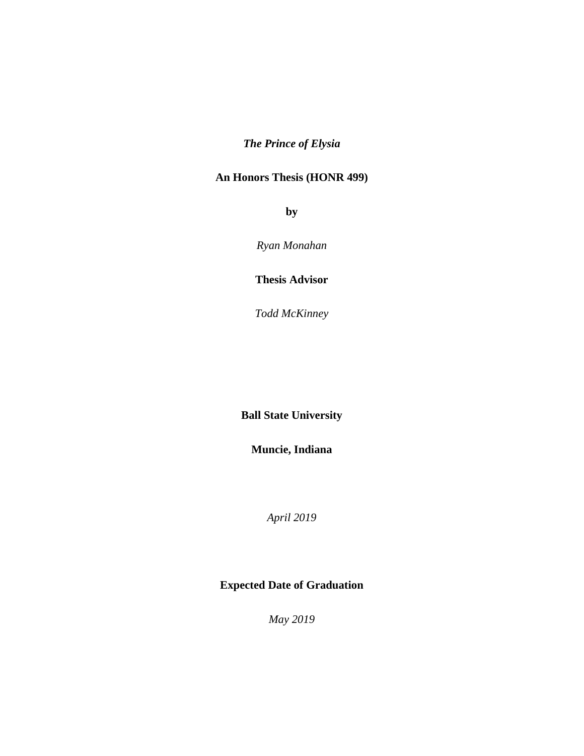***The Prince of Elysia***

**An Honors Thesis (HONR 499)**

**by**

*Ryan Monahan*

**Thesis Advisor**

*Todd McKinney*

**Ball State University**

**Muncie, Indiana**

*April 2019*

**Expected Date of Graduation**

*May 2019*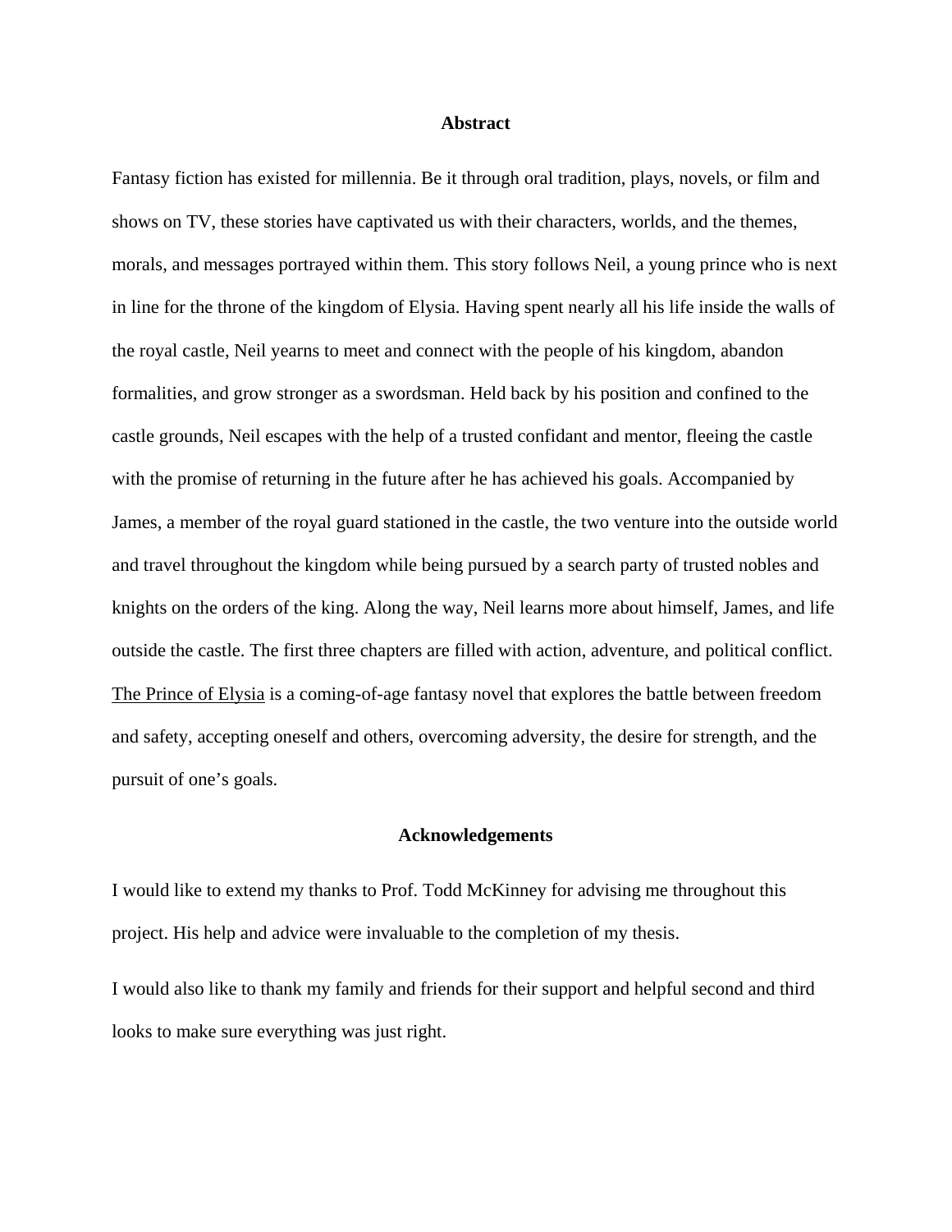## Abstract

Fantasy fiction has existed for millennia. Be it through oral tradition, plays, novels, or film and shows on TV, these stories have captivated us with their characters, worlds, and the themes, morals, and messages portrayed within them. This story follows Neil, a young prince who is next in line for the throne of the kingdom of Elysia. Having spent nearly all his life inside the walls of the royal castle, Neil yearns to meet and connect with the people of his kingdom, abandon formalities, and grow stronger as a swordsman. Held back by his position and confined to the castle grounds, Neil escapes with the help of a trusted confidant and mentor, fleeing the castle with the promise of returning in the future after he has achieved his goals. Accompanied by James, a member of the royal guard stationed in the castle, the two venture into the outside world and travel throughout the kingdom while being pursued by a search party of trusted nobles and knights on the orders of the king. Along the way, Neil learns more about himself, James, and life outside the castle. The first three chapters are filled with action, adventure, and political conflict. The Prince of Elysia is a coming-of-age fantasy novel that explores the battle between freedom and safety, accepting oneself and others, overcoming adversity, the desire for strength, and the pursuit of one's goals.

## Acknowledgements

I would like to extend my thanks to Prof. Todd McKinney for advising me throughout this project. His help and advice were invaluable to the completion of my thesis.

I would also like to thank my family and friends for their support and helpful second and third looks to make sure everything was just right.